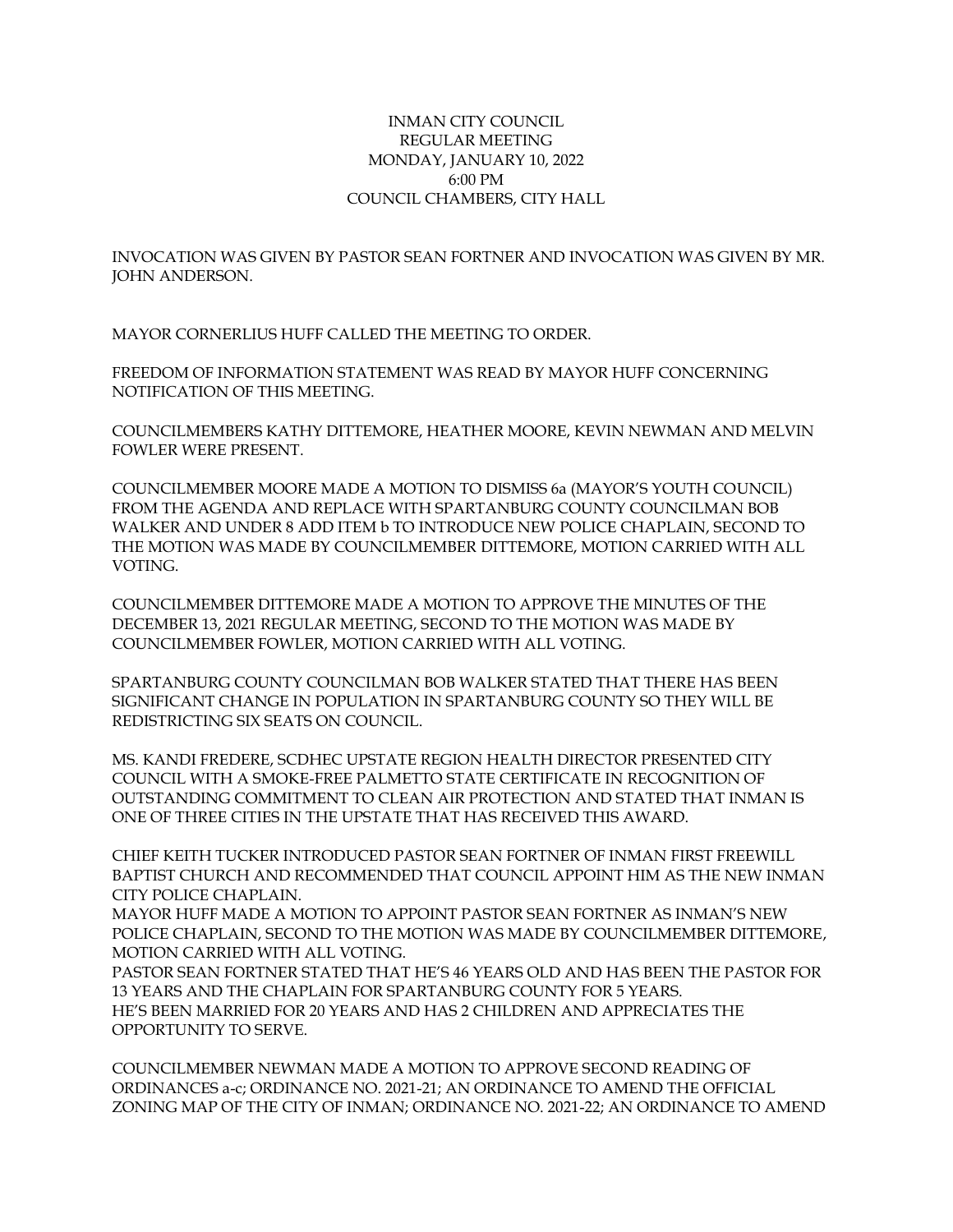INMAN CITY COUNCIL
REGULAR MEETING
MONDAY, JANUARY 10, 2022
6:00 PM
COUNCIL CHAMBERS, CITY HALL

INVOCATION WAS GIVEN BY PASTOR SEAN FORTNER AND INVOCATION WAS GIVEN BY MR. JOHN ANDERSON.

MAYOR CORNERLIUS HUFF CALLED THE MEETING TO ORDER.

FREEDOM OF INFORMATION STATEMENT WAS READ BY MAYOR HUFF CONCERNING NOTIFICATION OF THIS MEETING.

COUNCILMEMBERS KATHY DITTEMORE, HEATHER MOORE, KEVIN NEWMAN AND MELVIN FOWLER WERE PRESENT.

COUNCILMEMBER MOORE MADE A MOTION TO DISMISS 6a (MAYOR'S YOUTH COUNCIL) FROM THE AGENDA AND REPLACE WITH SPARTANBURG COUNTY COUNCILMAN BOB WALKER AND UNDER 8 ADD ITEM b TO INTRODUCE NEW POLICE CHAPLAIN, SECOND TO THE MOTION WAS MADE BY COUNCILMEMBER DITTEMORE, MOTION CARRIED WITH ALL VOTING.

COUNCILMEMBER DITTEMORE MADE A MOTION TO APPROVE THE MINUTES OF THE DECEMBER 13, 2021 REGULAR MEETING, SECOND TO THE MOTION WAS MADE BY COUNCILMEMBER FOWLER, MOTION CARRIED WITH ALL VOTING.

SPARTANBURG COUNTY COUNCILMAN BOB WALKER STATED THAT THERE HAS BEEN SIGNIFICANT CHANGE IN POPULATION IN SPARTANBURG COUNTY SO THEY WILL BE REDISTRICTING SIX SEATS ON COUNCIL.

MS. KANDI FREDERE, SCDHEC UPSTATE REGION HEALTH DIRECTOR PRESENTED CITY COUNCIL WITH A SMOKE-FREE PALMETTO STATE CERTIFICATE IN RECOGNITION OF OUTSTANDING COMMITMENT TO CLEAN AIR PROTECTION AND STATED THAT INMAN IS ONE OF THREE CITIES IN THE UPSTATE THAT HAS RECEIVED THIS AWARD.

CHIEF KEITH TUCKER INTRODUCED PASTOR SEAN FORTNER OF INMAN FIRST FREEWILL BAPTIST CHURCH AND RECOMMENDED THAT COUNCIL APPOINT HIM AS THE NEW INMAN CITY POLICE CHAPLAIN.
MAYOR HUFF MADE A MOTION TO APPOINT PASTOR SEAN FORTNER AS INMAN'S NEW POLICE CHAPLAIN, SECOND TO THE MOTION WAS MADE BY COUNCILMEMBER DITTEMORE, MOTION CARRIED WITH ALL VOTING.
PASTOR SEAN FORTNER STATED THAT HE'S 46 YEARS OLD AND HAS BEEN THE PASTOR FOR 13 YEARS AND THE CHAPLAIN FOR SPARTANBURG COUNTY FOR 5 YEARS.
HE'S BEEN MARRIED FOR 20 YEARS AND HAS 2 CHILDREN AND APPRECIATES THE OPPORTUNITY TO SERVE.

COUNCILMEMBER NEWMAN MADE A MOTION TO APPROVE SECOND READING OF ORDINANCES a-c; ORDINANCE NO. 2021-21; AN ORDINANCE TO AMEND THE OFFICIAL ZONING MAP OF THE CITY OF INMAN; ORDINANCE NO. 2021-22; AN ORDINANCE TO AMEND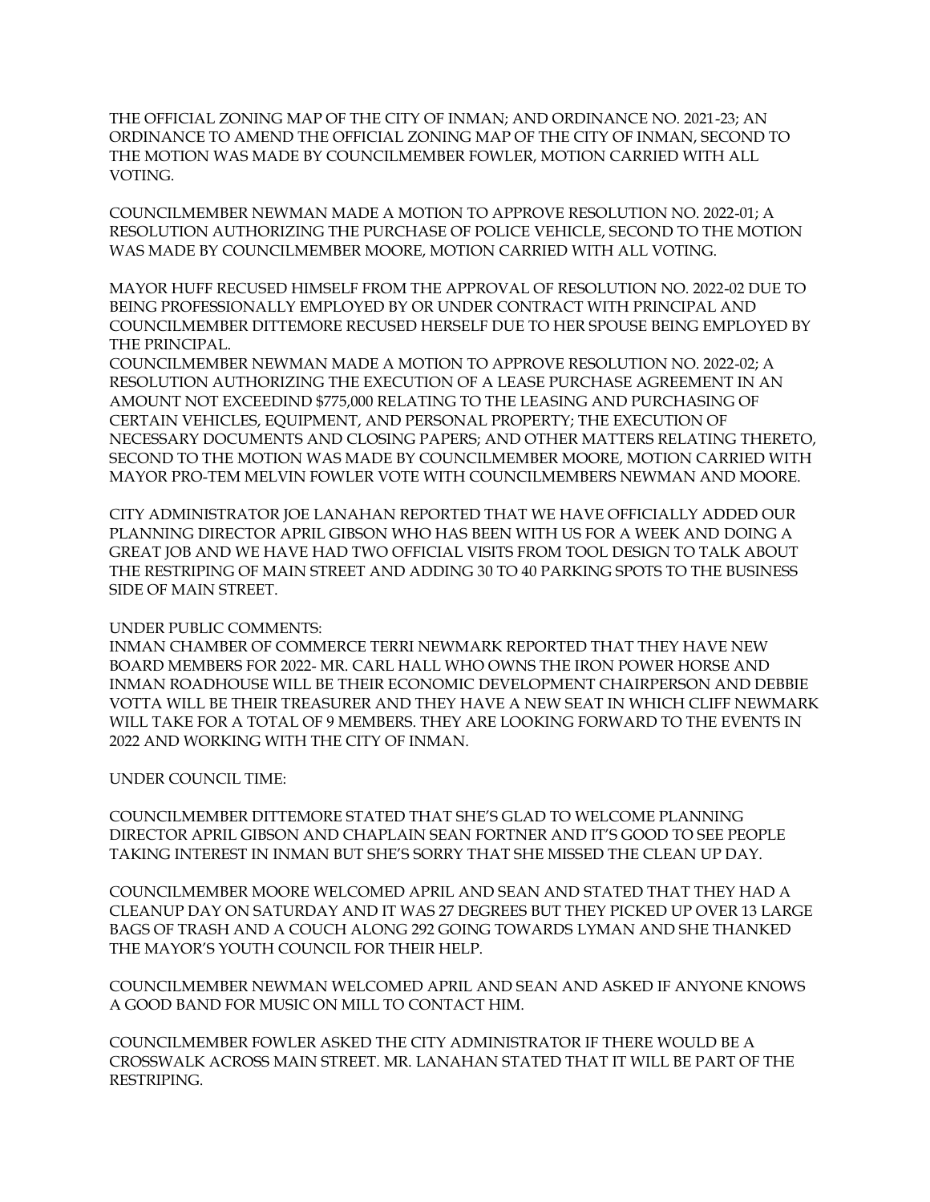THE OFFICIAL ZONING MAP OF THE CITY OF INMAN; AND ORDINANCE NO. 2021-23; AN ORDINANCE TO AMEND THE OFFICIAL ZONING MAP OF THE CITY OF INMAN, SECOND TO THE MOTION WAS MADE BY COUNCILMEMBER FOWLER, MOTION CARRIED WITH ALL VOTING.

COUNCILMEMBER NEWMAN MADE A MOTION TO APPROVE RESOLUTION NO. 2022-01; A RESOLUTION AUTHORIZING THE PURCHASE OF POLICE VEHICLE, SECOND TO THE MOTION WAS MADE BY COUNCILMEMBER MOORE, MOTION CARRIED WITH ALL VOTING.

MAYOR HUFF RECUSED HIMSELF FROM THE APPROVAL OF RESOLUTION NO. 2022-02 DUE TO BEING PROFESSIONALLY EMPLOYED BY OR UNDER CONTRACT WITH PRINCIPAL AND COUNCILMEMBER DITTEMORE RECUSED HERSELF DUE TO HER SPOUSE BEING EMPLOYED BY THE PRINCIPAL.
COUNCILMEMBER NEWMAN MADE A MOTION TO APPROVE RESOLUTION NO. 2022-02; A RESOLUTION AUTHORIZING THE EXECUTION OF A LEASE PURCHASE AGREEMENT IN AN AMOUNT NOT EXCEEDIND $775,000 RELATING TO THE LEASING AND PURCHASING OF CERTAIN VEHICLES, EQUIPMENT, AND PERSONAL PROPERTY; THE EXECUTION OF NECESSARY DOCUMENTS AND CLOSING PAPERS; AND OTHER MATTERS RELATING THERETO, SECOND TO THE MOTION WAS MADE BY COUNCILMEMBER MOORE, MOTION CARRIED WITH MAYOR PRO-TEM MELVIN FOWLER VOTE WITH COUNCILMEMBERS NEWMAN AND MOORE.

CITY ADMINISTRATOR JOE LANAHAN REPORTED THAT WE HAVE OFFICIALLY ADDED OUR PLANNING DIRECTOR APRIL GIBSON WHO HAS BEEN WITH US FOR A WEEK AND DOING A GREAT JOB AND WE HAVE HAD TWO OFFICIAL VISITS FROM TOOL DESIGN TO TALK ABOUT THE RESTRIPING OF MAIN STREET AND ADDING 30 TO 40 PARKING SPOTS TO THE BUSINESS SIDE OF MAIN STREET.

UNDER PUBLIC COMMENTS:
INMAN CHAMBER OF COMMERCE TERRI NEWMARK REPORTED THAT THEY HAVE NEW BOARD MEMBERS FOR 2022- MR. CARL HALL WHO OWNS THE IRON POWER HORSE AND INMAN ROADHOUSE WILL BE THEIR ECONOMIC DEVELOPMENT CHAIRPERSON AND DEBBIE VOTTA WILL BE THEIR TREASURER AND THEY HAVE A NEW SEAT IN WHICH CLIFF NEWMARK WILL TAKE FOR A TOTAL OF 9 MEMBERS. THEY ARE LOOKING FORWARD TO THE EVENTS IN 2022 AND WORKING WITH THE CITY OF INMAN.

UNDER COUNCIL TIME:

COUNCILMEMBER DITTEMORE STATED THAT SHE'S GLAD TO WELCOME PLANNING DIRECTOR APRIL GIBSON AND CHAPLAIN SEAN FORTNER AND IT'S GOOD TO SEE PEOPLE TAKING INTEREST IN INMAN BUT SHE'S SORRY THAT SHE MISSED THE CLEAN UP DAY.

COUNCILMEMBER MOORE WELCOMED APRIL AND SEAN AND STATED THAT THEY HAD A CLEANUP DAY ON SATURDAY AND IT WAS 27 DEGREES BUT THEY PICKED UP OVER 13 LARGE BAGS OF TRASH AND A COUCH ALONG 292 GOING TOWARDS LYMAN AND SHE THANKED THE MAYOR'S YOUTH COUNCIL FOR THEIR HELP.

COUNCILMEMBER NEWMAN WELCOMED APRIL AND SEAN AND ASKED IF ANYONE KNOWS A GOOD BAND FOR MUSIC ON MILL TO CONTACT HIM.

COUNCILMEMBER FOWLER ASKED THE CITY ADMINISTRATOR IF THERE WOULD BE A CROSSWALK ACROSS MAIN STREET. MR. LANAHAN STATED THAT IT WILL BE PART OF THE RESTRIPING.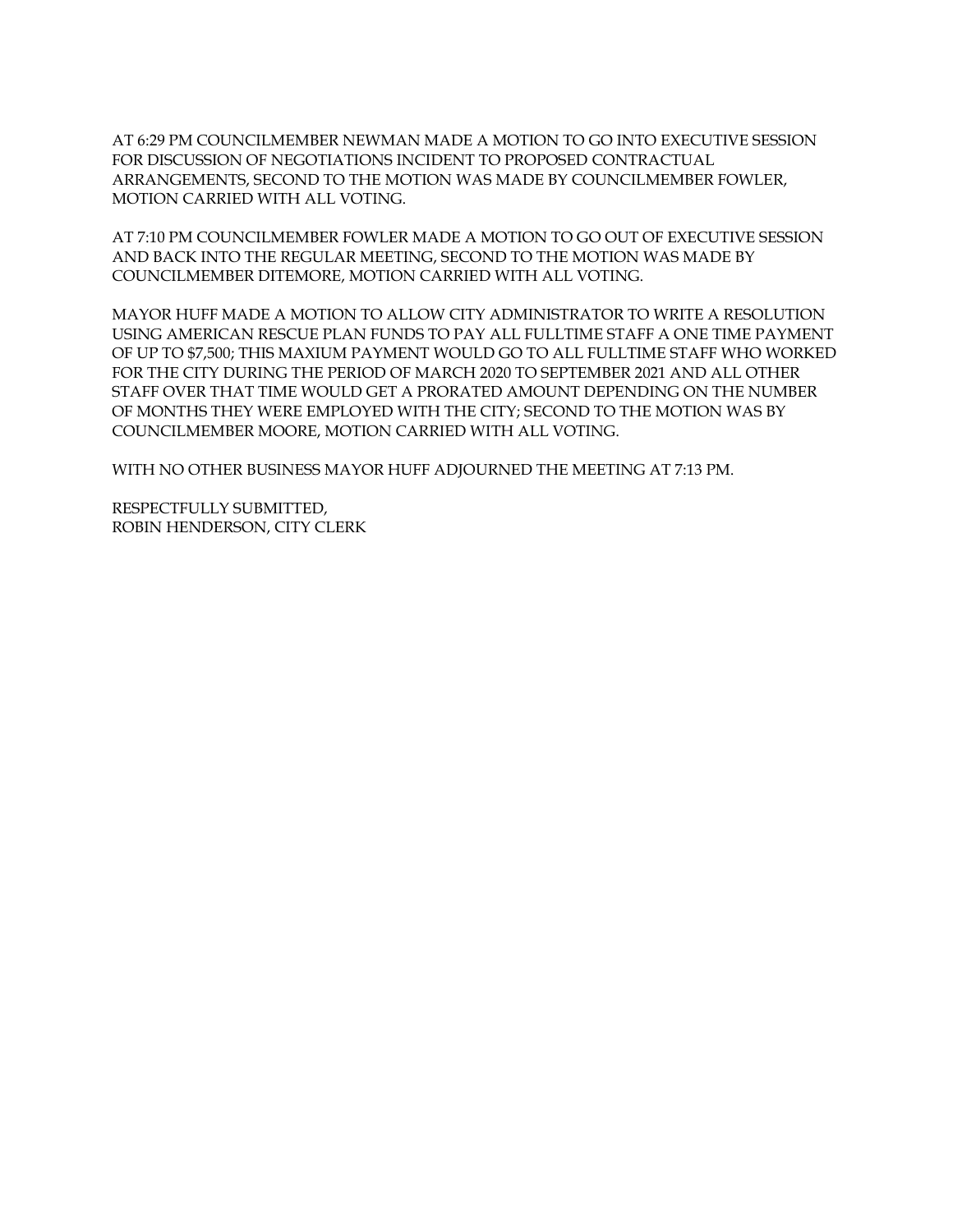AT 6:29 PM COUNCILMEMBER NEWMAN MADE A MOTION TO GO INTO EXECUTIVE SESSION FOR DISCUSSION OF NEGOTIATIONS INCIDENT TO PROPOSED CONTRACTUAL ARRANGEMENTS, SECOND TO THE MOTION WAS MADE BY COUNCILMEMBER FOWLER, MOTION CARRIED WITH ALL VOTING.

AT 7:10 PM COUNCILMEMBER FOWLER MADE A MOTION TO GO OUT OF EXECUTIVE SESSION AND BACK INTO THE REGULAR MEETING, SECOND TO THE MOTION WAS MADE BY COUNCILMEMBER DITEMORE, MOTION CARRIED WITH ALL VOTING.

MAYOR HUFF MADE A MOTION TO ALLOW CITY ADMINISTRATOR TO WRITE A RESOLUTION USING AMERICAN RESCUE PLAN FUNDS TO PAY ALL FULLTIME STAFF A ONE TIME PAYMENT OF UP TO $7,500; THIS MAXIUM PAYMENT WOULD GO TO ALL FULLTIME STAFF WHO WORKED FOR THE CITY DURING THE PERIOD OF MARCH 2020 TO SEPTEMBER 2021 AND ALL OTHER STAFF OVER THAT TIME WOULD GET A PRORATED AMOUNT DEPENDING ON THE NUMBER OF MONTHS THEY WERE EMPLOYED WITH THE CITY; SECOND TO THE MOTION WAS BY COUNCILMEMBER MOORE, MOTION CARRIED WITH ALL VOTING.

WITH NO OTHER BUSINESS MAYOR HUFF ADJOURNED THE MEETING AT 7:13 PM.

RESPECTFULLY SUBMITTED,
ROBIN HENDERSON, CITY CLERK